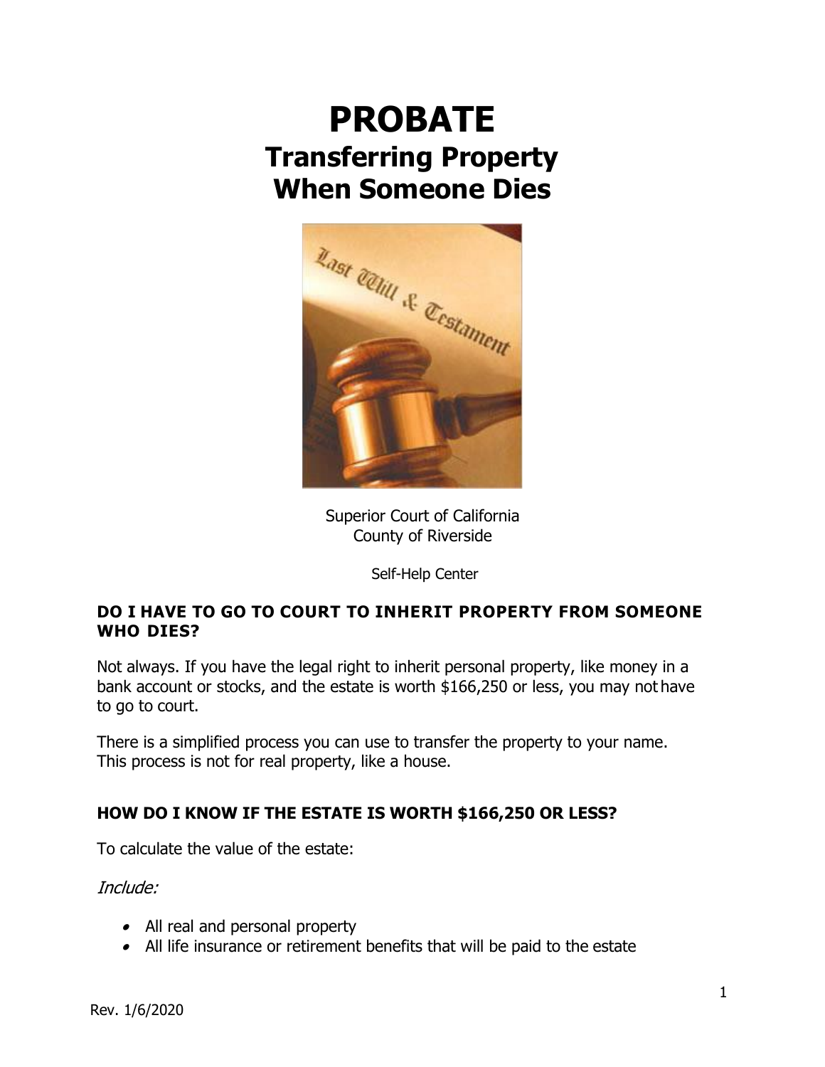# PROBATE

## Transferring Property When Someone Dies

Superior Court of California
County of Riverside

Self-Help Center

**DO I HAVE TO GO TO COURT TO INHERIT PROPERTY FROM SOMEONE WHO DIES?**

Not always. If you have the legal right to inherit personal property, like money in a bank account or stocks, and the estate is worth $166,250 or less, you may not have to go to court.

There is a simplified process you can use to transfer the property to your name. This process is not for real property, like a house.

**HOW DO I KNOW IF THE ESTATE IS WORTH $166,250 OR LESS?**

To calculate the value of the estate:

*Include:*

- All real and personal property
- All life insurance or retirement benefits that will be paid to the estate

Rev. 1/6/2020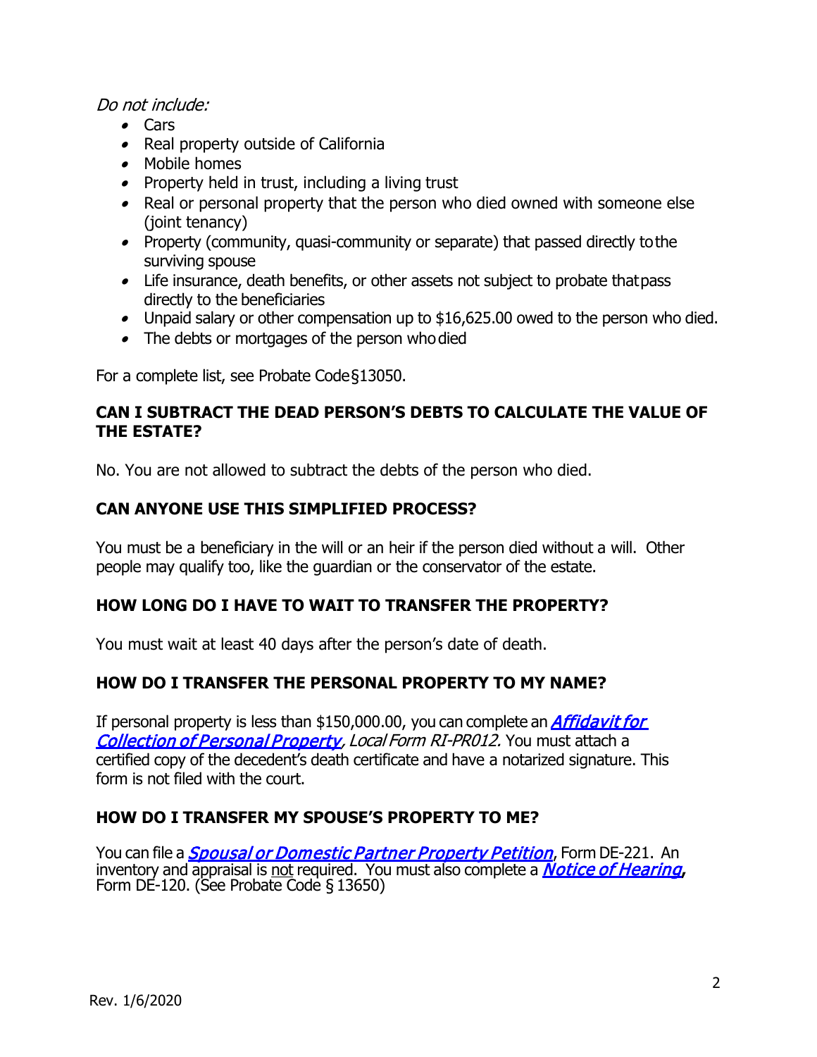*Do not include:*

- Cars
- Real property outside of California
- Mobile homes
- Property held in trust, including a living trust
- Real or personal property that the person who died owned with someone else (joint tenancy)
- Property (community, quasi-community or separate) that passed directly to the surviving spouse
- Life insurance, death benefits, or other assets not subject to probate that pass directly to the beneficiaries
- Unpaid salary or other compensation up to $16,625.00 owed to the person who died.
- The debts or mortgages of the person who died

For a complete list, see Probate Code §13050.

### CAN I SUBTRACT THE DEAD PERSON'S DEBTS TO CALCULATE THE VALUE OF THE ESTATE?

No. You are not allowed to subtract the debts of the person who died.

### CAN ANYONE USE THIS SIMPLIFIED PROCESS?

You must be a beneficiary in the will or an heir if the person died without a will. Other people may qualify too, like the guardian or the conservator of the estate.

### HOW LONG DO I HAVE TO WAIT TO TRANSFER THE PROPERTY?

You must wait at least 40 days after the person's date of death.

### HOW DO I TRANSFER THE PERSONAL PROPERTY TO MY NAME?

If personal property is less than $150,000.00, you can complete an ***Affidavit for Collection of Personal Property***, *Local Form RI-PR012.* You must attach a certified copy of the decedent's death certificate and have a notarized signature. This form is not filed with the court.

### HOW DO I TRANSFER MY SPOUSE'S PROPERTY TO ME?

You can file a ***Spousal or Domestic Partner Property Petition***, Form DE-221. An inventory and appraisal is not required. You must also complete a ***Notice of Hearing*****,** Form DE-120. (See Probate Code § 13650)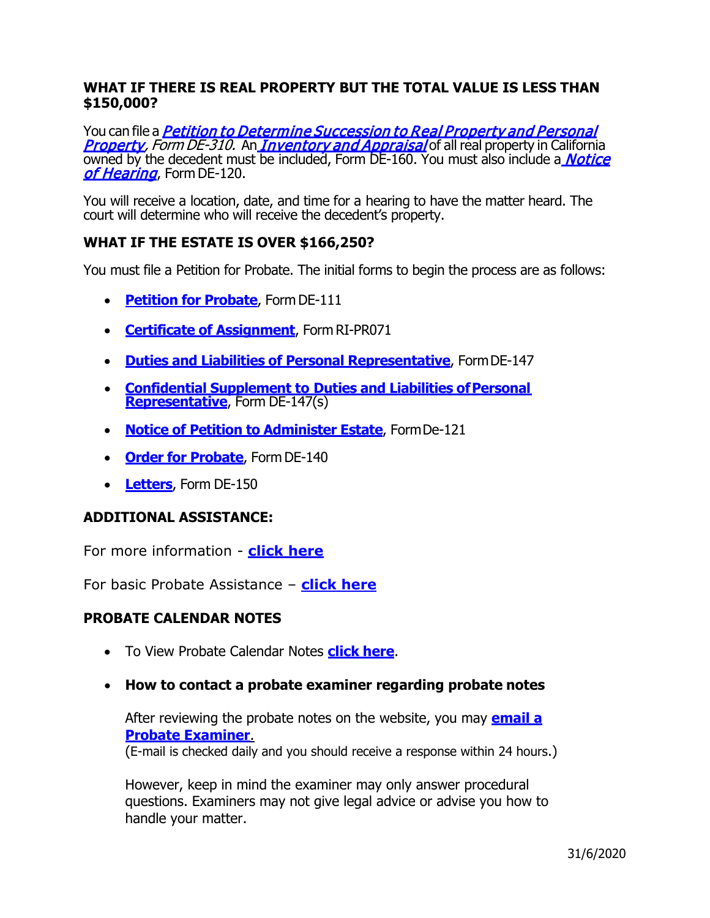### WHAT IF THERE IS REAL PROPERTY BUT THE TOTAL VALUE IS LESS THAN $150,000?

You can file a ***Petition to Determine Succession to Real Property and Personal Property***, *Form DE-310.* An ***Inventory and Appraisal*** of all real property in California owned by the decedent must be included, Form DE-160. You must also include a ***Notice of Hearing***, Form DE-120.

You will receive a location, date, and time for a hearing to have the matter heard. The court will determine who will receive the decedent's property.

### WHAT IF THE ESTATE IS OVER $166,250?

You must file a Petition for Probate. The initial forms to begin the process are as follows:

- **Petition for Probate**, Form DE-111
- **Certificate of Assignment**, Form RI-PR071
- **Duties and Liabilities of Personal Representative**, Form DE-147
- **Confidential Supplement to Duties and Liabilities of Personal Representative**, Form DE-147(s)
- **Notice of Petition to Administer Estate**, Form De-121
- **Order for Probate**, Form DE-140
- **Letters**, Form DE-150

### ADDITIONAL ASSISTANCE:

For more information - **click here**

For basic Probate Assistance – **click here**

### PROBATE CALENDAR NOTES

- To View Probate Calendar Notes **click here**.
- **How to contact a probate examiner regarding probate notes**

  After reviewing the probate notes on the website, you may **email a Probate Examiner**.
  (E-mail is checked daily and you should receive a response within 24 hours.)

  However, keep in mind the examiner may only answer procedural questions. Examiners may not give legal advice or advise you how to handle your matter.

31/6/2020